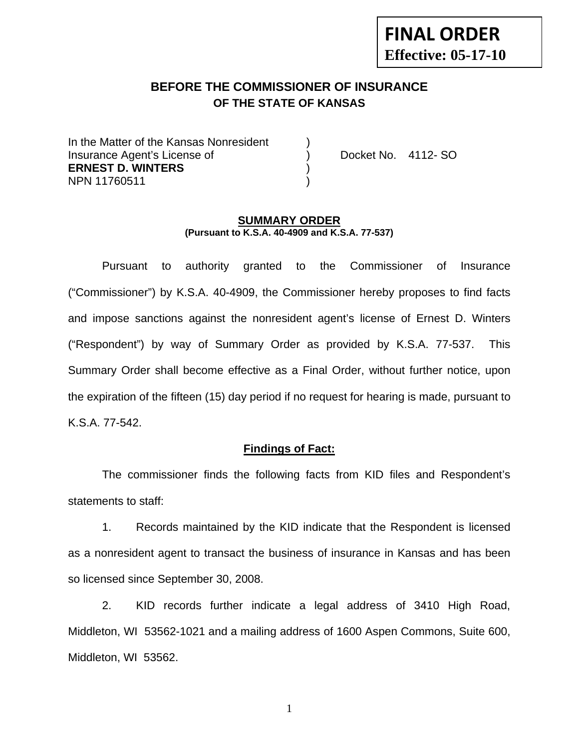**FINAL ORDER**
**Effective: 05-17-10**

## BEFORE THE COMMISSIONER OF INSURANCE
### OF THE STATE OF KANSAS

In the Matter of the Kansas Nonresident )
Insurance Agent's License of ) Docket No. 4112- SO
**ERNEST D. WINTERS** )
NPN 11760511 )

### SUMMARY ORDER
**(Pursuant to K.S.A. 40-4909 and K.S.A. 77-537)**

Pursuant to authority granted to the Commissioner of Insurance ("Commissioner") by K.S.A. 40-4909, the Commissioner hereby proposes to find facts and impose sanctions against the nonresident agent's license of Ernest D. Winters ("Respondent") by way of Summary Order as provided by K.S.A. 77-537. This Summary Order shall become effective as a Final Order, without further notice, upon the expiration of the fifteen (15) day period if no request for hearing is made, pursuant to K.S.A. 77-542.

### Findings of Fact:

The commissioner finds the following facts from KID files and Respondent's statements to staff:

1. Records maintained by the KID indicate that the Respondent is licensed as a nonresident agent to transact the business of insurance in Kansas and has been so licensed since September 30, 2008.

2. KID records further indicate a legal address of 3410 High Road, Middleton, WI 53562-1021 and a mailing address of 1600 Aspen Commons, Suite 600, Middleton, WI 53562.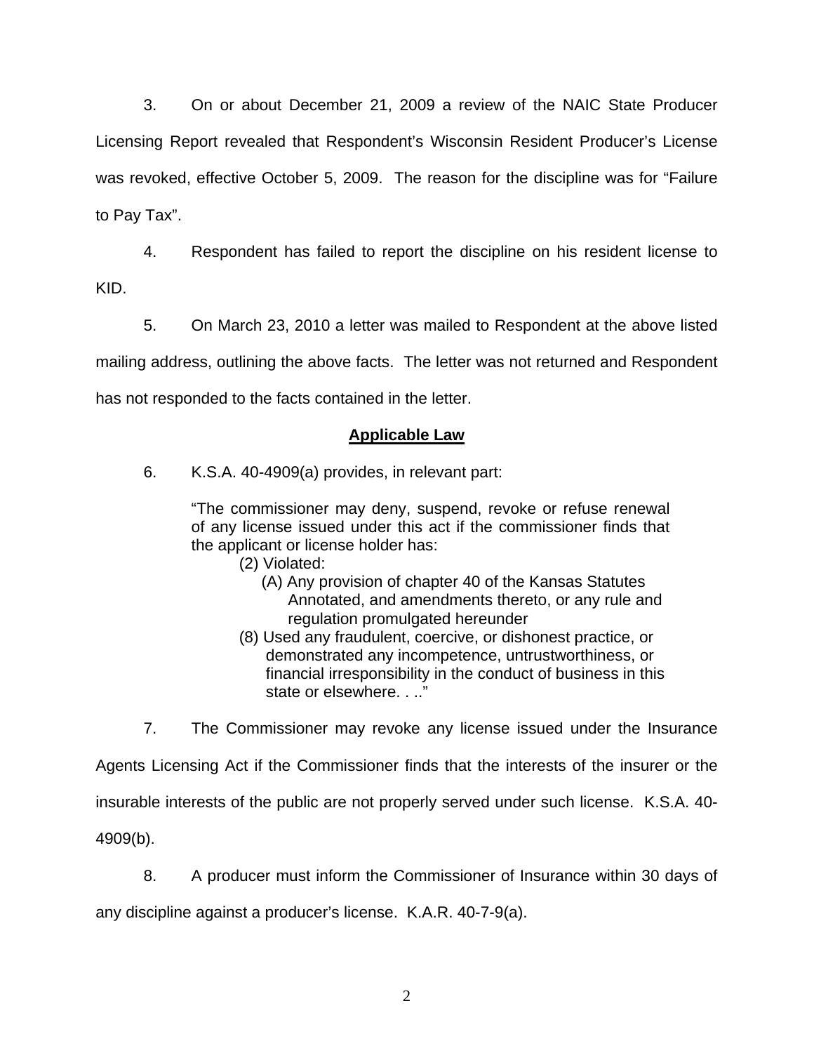3. On or about December 21, 2009 a review of the NAIC State Producer Licensing Report revealed that Respondent's Wisconsin Resident Producer's License was revoked, effective October 5, 2009. The reason for the discipline was for "Failure to Pay Tax".

4. Respondent has failed to report the discipline on his resident license to KID.

5. On March 23, 2010 a letter was mailed to Respondent at the above listed mailing address, outlining the above facts. The letter was not returned and Respondent has not responded to the facts contained in the letter.

## Applicable Law

6. K.S.A. 40-4909(a) provides, in relevant part:

> "The commissioner may deny, suspend, revoke or refuse renewal of any license issued under this act if the commissioner finds that the applicant or license holder has:
>
> (2) Violated:
>
> (A) Any provision of chapter 40 of the Kansas Statutes Annotated, and amendments thereto, or any rule and regulation promulgated hereunder
>
> (8) Used any fraudulent, coercive, or dishonest practice, or demonstrated any incompetence, untrustworthiness, or financial irresponsibility in the conduct of business in this state or elsewhere. . .."

7. The Commissioner may revoke any license issued under the Insurance Agents Licensing Act if the Commissioner finds that the interests of the insurer or the insurable interests of the public are not properly served under such license. K.S.A. 40-4909(b).

8. A producer must inform the Commissioner of Insurance within 30 days of any discipline against a producer's license. K.A.R. 40-7-9(a).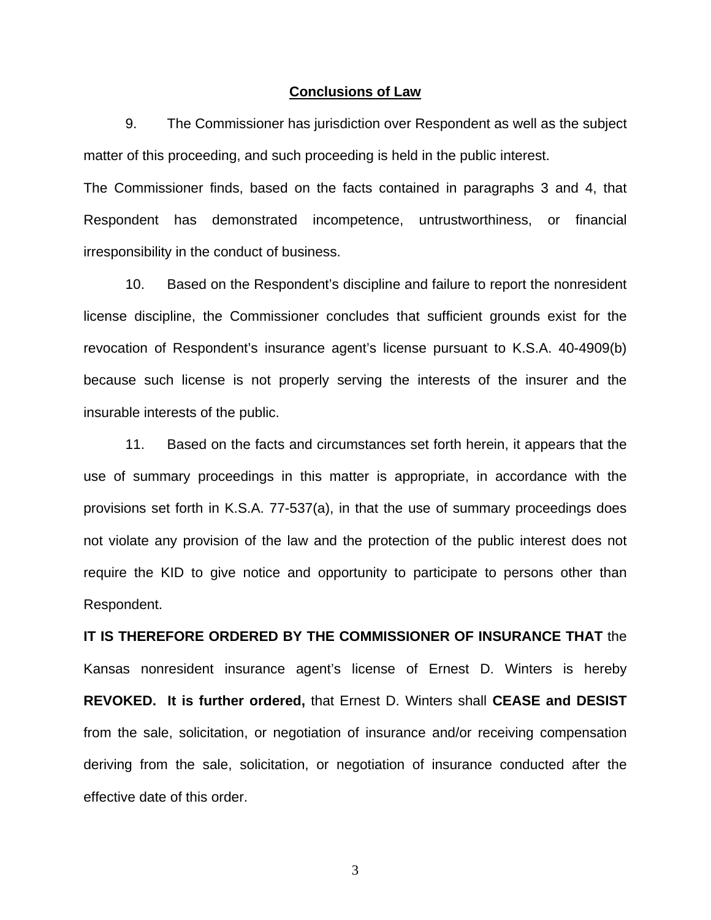## **Conclusions of Law**

9. The Commissioner has jurisdiction over Respondent as well as the subject matter of this proceeding, and such proceeding is held in the public interest.

The Commissioner finds, based on the facts contained in paragraphs 3 and 4, that Respondent has demonstrated incompetence, untrustworthiness, or financial irresponsibility in the conduct of business.

10. Based on the Respondent's discipline and failure to report the nonresident license discipline, the Commissioner concludes that sufficient grounds exist for the revocation of Respondent's insurance agent's license pursuant to K.S.A. 40-4909(b) because such license is not properly serving the interests of the insurer and the insurable interests of the public.

11. Based on the facts and circumstances set forth herein, it appears that the use of summary proceedings in this matter is appropriate, in accordance with the provisions set forth in K.S.A. 77-537(a), in that the use of summary proceedings does not violate any provision of the law and the protection of the public interest does not require the KID to give notice and opportunity to participate to persons other than Respondent.

**IT IS THEREFORE ORDERED BY THE COMMISSIONER OF INSURANCE THAT** the Kansas nonresident insurance agent's license of Ernest D. Winters is hereby **REVOKED. It is further ordered,** that Ernest D. Winters shall **CEASE and DESIST** from the sale, solicitation, or negotiation of insurance and/or receiving compensation deriving from the sale, solicitation, or negotiation of insurance conducted after the effective date of this order.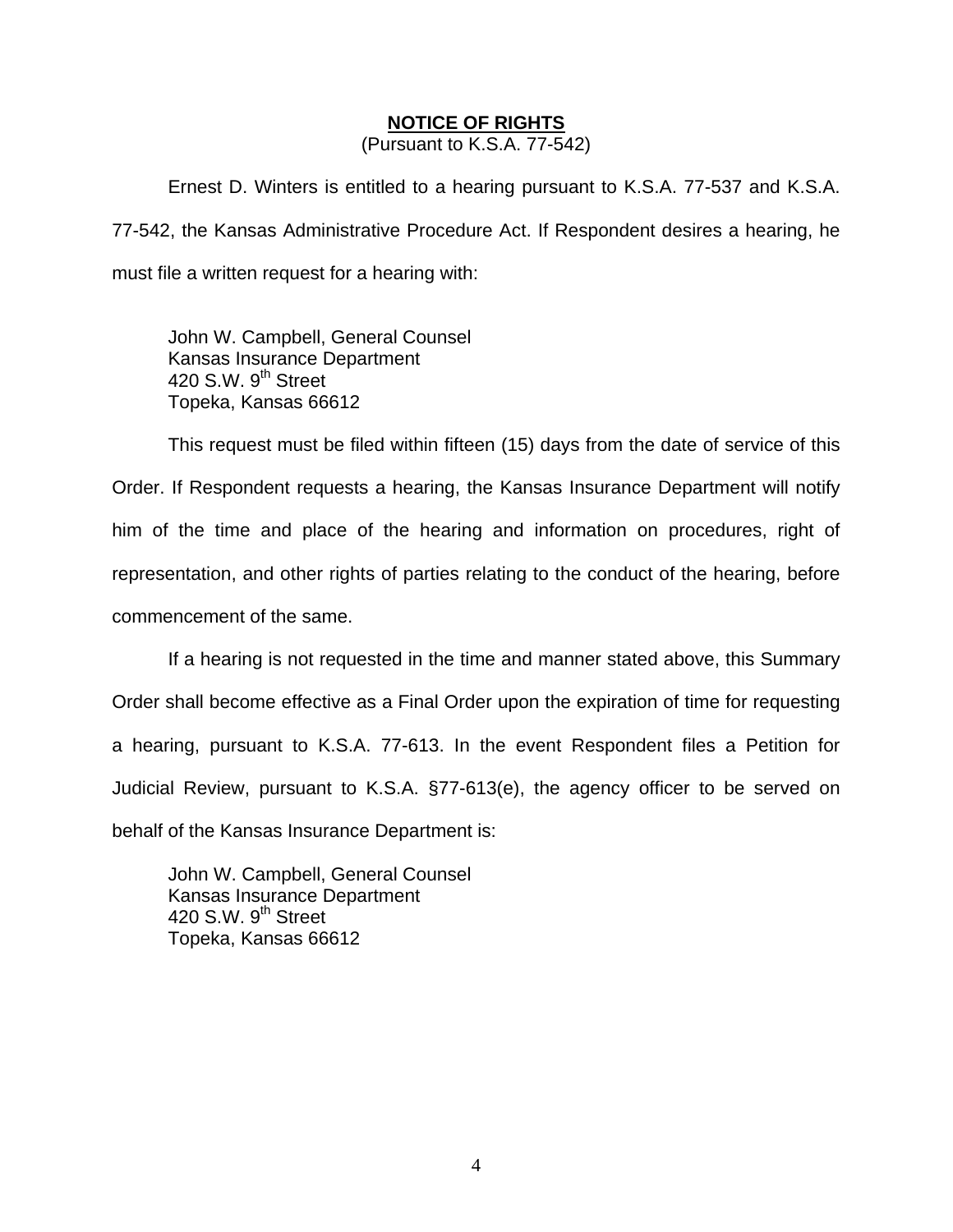**NOTICE OF RIGHTS**

(Pursuant to K.S.A. 77-542)

Ernest D. Winters is entitled to a hearing pursuant to K.S.A. 77-537 and K.S.A. 77-542, the Kansas Administrative Procedure Act. If Respondent desires a hearing, he must file a written request for a hearing with:

John W. Campbell, General Counsel
Kansas Insurance Department
420 S.W. 9th Street
Topeka, Kansas 66612

This request must be filed within fifteen (15) days from the date of service of this Order. If Respondent requests a hearing, the Kansas Insurance Department will notify him of the time and place of the hearing and information on procedures, right of representation, and other rights of parties relating to the conduct of the hearing, before commencement of the same.

If a hearing is not requested in the time and manner stated above, this Summary Order shall become effective as a Final Order upon the expiration of time for requesting a hearing, pursuant to K.S.A. 77-613. In the event Respondent files a Petition for Judicial Review, pursuant to K.S.A. §77-613(e), the agency officer to be served on behalf of the Kansas Insurance Department is:

John W. Campbell, General Counsel
Kansas Insurance Department
420 S.W. 9th Street
Topeka, Kansas 66612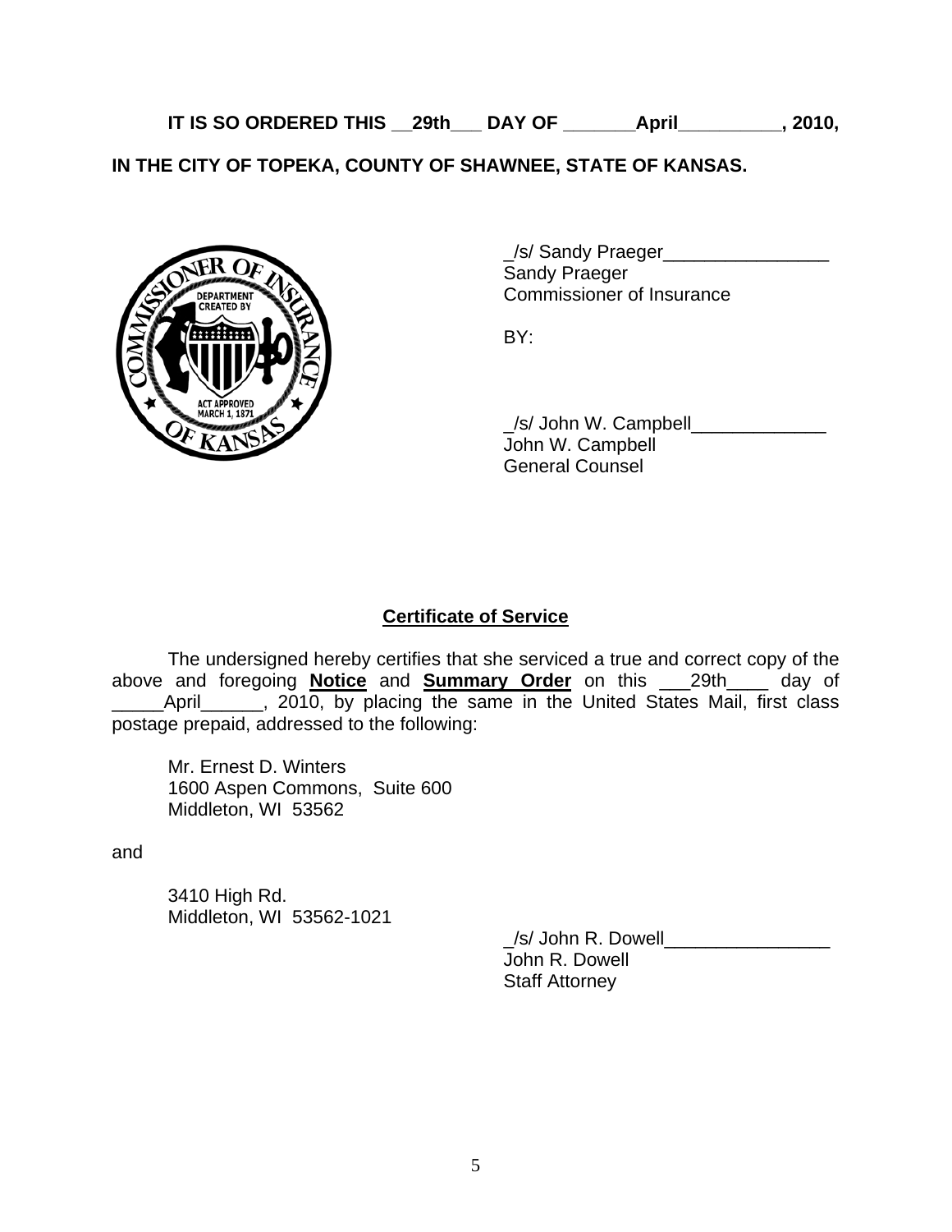**IT IS SO ORDERED THIS __29th___ DAY OF _______April__________, 2010,**

**IN THE CITY OF TOPEKA, COUNTY OF SHAWNEE, STATE OF KANSAS.**

_/s/ Sandy Praeger________________
Sandy Praeger
Commissioner of Insurance

BY:

_/s/ John W. Campbell_____________
John W. Campbell
General Counsel

**Certificate of Service**

The undersigned hereby certifies that she serviced a true and correct copy of the above and foregoing **Notice** and **Summary Order** on this ___29th____ day of _____April______, 2010, by placing the same in the United States Mail, first class postage prepaid, addressed to the following:

Mr. Ernest D. Winters
1600 Aspen Commons, Suite 600
Middleton, WI 53562

and

3410 High Rd.
Middleton, WI 53562-1021

_/s/ John R. Dowell________________
John R. Dowell
Staff Attorney